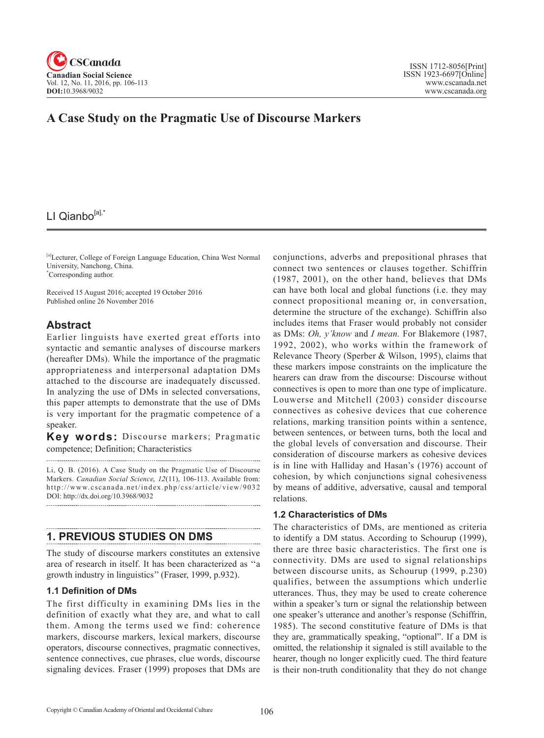# A Case Study on the Pragmatic Use of Discourse Markers

LI Qianbo[a],*

[a]Lecturer, College of Foreign Language Education, China West Normal University, Nanchong, China.
*Corresponding author.

Received 15 August 2016; accepted 19 October 2016
Published online 26 November 2016

## Abstract

Earlier linguists have exerted great efforts into syntactic and semantic analyses of discourse markers (hereafter DMs). While the importance of the pragmatic appropriateness and interpersonal adaptation DMs attached to the discourse are inadequately discussed. In analyzing the use of DMs in selected conversations, this paper attempts to demonstrate that the use of DMs is very important for the pragmatic competence of a speaker.

**Key words:** Discourse markers; Pragmatic competence; Definition; Characteristics

Li, Q. B. (2016). A Case Study on the Pragmatic Use of Discourse Markers. *Canadian Social Science*, *12*(11), 106-113. Available from: http://www.cscanada.net/index.php/css/article/view/9032
DOI: http://dx.doi.org/10.3968/9032

## 1. PREVIOUS STUDIES ON DMS

The study of discourse markers constitutes an extensive area of research in itself. It has been characterized as "a growth industry in linguistics" (Fraser, 1999, p.932).

### 1.1 Definition of DMs

The first difficulty in examining DMs lies in the definition of exactly what they are, and what to call them. Among the terms used we find: coherence markers, discourse markers, lexical markers, discourse operators, discourse connectives, pragmatic connectives, sentence connectives, cue phrases, clue words, discourse signaling devices. Fraser (1999) proposes that DMs are conjunctions, adverbs and prepositional phrases that connect two sentences or clauses together. Schiffrin (1987, 2001), on the other hand, believes that DMs can have both local and global functions (i.e. they may connect propositional meaning or, in conversation, determine the structure of the exchange). Schiffrin also includes items that Fraser would probably not consider as DMs: *Oh, y'know* and *I mean.* For Blakemore (1987, 1992, 2002), who works within the framework of Relevance Theory (Sperber & Wilson, 1995), claims that these markers impose constraints on the implicature the hearers can draw from the discourse: Discourse without connectives is open to more than one type of implicature. Louwerse and Mitchell (2003) consider discourse connectives as cohesive devices that cue coherence relations, marking transition points within a sentence, between sentences, or between turns, both the local and the global levels of conversation and discourse. Their consideration of discourse markers as cohesive devices is in line with Halliday and Hasan's (1976) account of cohesion, by which conjunctions signal cohesiveness by means of additive, adversative, causal and temporal relations.

### 1.2 Characteristics of DMs

The characteristics of DMs, are mentioned as criteria to identify a DM status. According to Schourup (1999), there are three basic characteristics. The first one is connectivity. DMs are used to signal relationships between discourse units, as Schourup (1999, p.230) qualifies, between the assumptions which underlie utterances. Thus, they may be used to create coherence within a speaker's turn or signal the relationship between one speaker's utterance and another's response (Schiffrin, 1985). The second constitutive feature of DMs is that they are, grammatically speaking, "optional". If a DM is omitted, the relationship it signaled is still available to the hearer, though no longer explicitly cued. The third feature is their non-truth conditionality that they do not change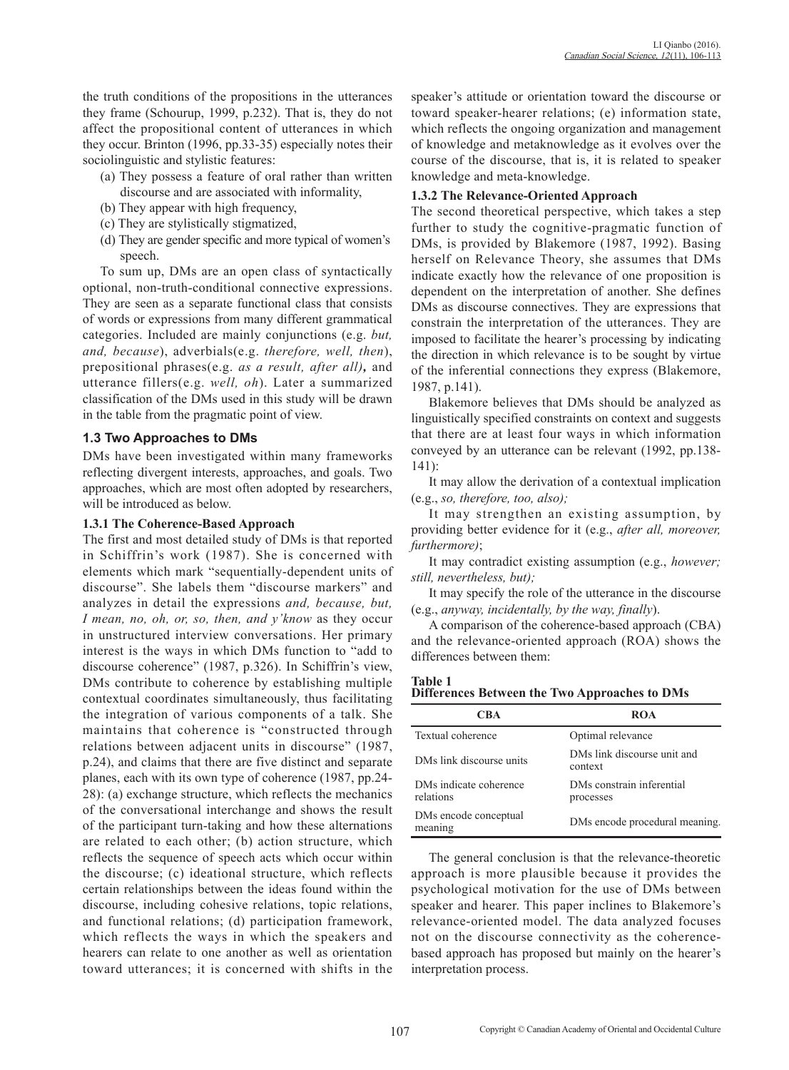the truth conditions of the propositions in the utterances they frame (Schourup, 1999, p.232). That is, they do not affect the propositional content of utterances in which they occur. Brinton (1996, pp.33-35) especially notes their sociolinguistic and stylistic features:

(a) They possess a feature of oral rather than written discourse and are associated with informality,
(b) They appear with high frequency,
(c) They are stylistically stigmatized,
(d) They are gender specific and more typical of women's speech.

To sum up, DMs are an open class of syntactically optional, non-truth-conditional connective expressions. They are seen as a separate functional class that consists of words or expressions from many different grammatical categories. Included are mainly conjunctions (e.g. *but, and, because*), adverbials(e.g. *therefore, well, then*), prepositional phrases(e.g. *as a result, after all)***,** and utterance fillers(e.g. *well, oh*). Later a summarized classification of the DMs used in this study will be drawn in the table from the pragmatic point of view.

### 1.3 Two Approaches to DMs

DMs have been investigated within many frameworks reflecting divergent interests, approaches, and goals. Two approaches, which are most often adopted by researchers, will be introduced as below.

#### 1.3.1 The Coherence-Based Approach

The first and most detailed study of DMs is that reported in Schiffrin's work (1987). She is concerned with elements which mark "sequentially-dependent units of discourse". She labels them "discourse markers" and analyzes in detail the expressions *and, because, but, I mean, no, oh, or, so, then, and y'know* as they occur in unstructured interview conversations. Her primary interest is the ways in which DMs function to "add to discourse coherence" (1987, p.326). In Schiffrin's view, DMs contribute to coherence by establishing multiple contextual coordinates simultaneously, thus facilitating the integration of various components of a talk. She maintains that coherence is "constructed through relations between adjacent units in discourse" (1987, p.24), and claims that there are five distinct and separate planes, each with its own type of coherence (1987, pp.24-28): (a) exchange structure, which reflects the mechanics of the conversational interchange and shows the result of the participant turn-taking and how these alternations are related to each other; (b) action structure, which reflects the sequence of speech acts which occur within the discourse; (c) ideational structure, which reflects certain relationships between the ideas found within the discourse, including cohesive relations, topic relations, and functional relations; (d) participation framework, which reflects the ways in which the speakers and hearers can relate to one another as well as orientation toward utterances; it is concerned with shifts in the speaker's attitude or orientation toward the discourse or toward speaker-hearer relations; (e) information state, which reflects the ongoing organization and management of knowledge and metaknowledge as it evolves over the course of the discourse, that is, it is related to speaker knowledge and meta-knowledge.

#### 1.3.2 The Relevance-Oriented Approach

The second theoretical perspective, which takes a step further to study the cognitive-pragmatic function of DMs, is provided by Blakemore (1987, 1992). Basing herself on Relevance Theory, she assumes that DMs indicate exactly how the relevance of one proposition is dependent on the interpretation of another. She defines DMs as discourse connectives. They are expressions that constrain the interpretation of the utterances. They are imposed to facilitate the hearer's processing by indicating the direction in which relevance is to be sought by virtue of the inferential connections they express (Blakemore, 1987, p.141).

Blakemore believes that DMs should be analyzed as linguistically specified constraints on context and suggests that there are at least four ways in which information conveyed by an utterance can be relevant (1992, pp.138-141):

It may allow the derivation of a contextual implication (e.g., *so, therefore, too, also);*

It may strengthen an existing assumption, by providing better evidence for it (e.g., *after all, moreover, furthermore)*;

It may contradict existing assumption (e.g., *however; still, nevertheless, but);*

It may specify the role of the utterance in the discourse (e.g., *anyway, incidentally, by the way, finally*).

A comparison of the coherence-based approach (CBA) and the relevance-oriented approach (ROA) shows the differences between them:

**Table 1**
**Differences Between the Two Approaches to DMs**

| CBA | ROA |
|---|---|
| Textual coherence | Optimal relevance |
| DMs link discourse units | DMs link discourse unit and context |
| DMs indicate coherence relations | DMs constrain inferential processes |
| DMs encode conceptual meaning | DMs encode procedural meaning. |

The general conclusion is that the relevance-theoretic approach is more plausible because it provides the psychological motivation for the use of DMs between speaker and hearer. This paper inclines to Blakemore's relevance-oriented model. The data analyzed focuses not on the discourse connectivity as the coherence-based approach has proposed but mainly on the hearer's interpretation process.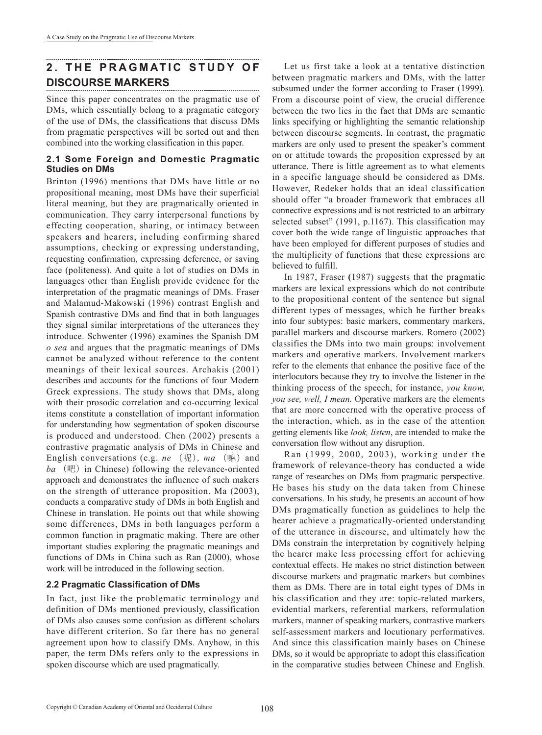## 2. THE PRAGMATIC STUDY OF DISCOURSE MARKERS

Since this paper concentrates on the pragmatic use of DMs, which essentially belong to a pragmatic category of the use of DMs, the classifications that discuss DMs from pragmatic perspectives will be sorted out and then combined into the working classification in this paper.

### 2.1 Some Foreign and Domestic Pragmatic Studies on DMs

Brinton (1996) mentions that DMs have little or no propositional meaning, most DMs have their superficial literal meaning, but they are pragmatically oriented in communication. They carry interpersonal functions by effecting cooperation, sharing, or intimacy between speakers and hearers, including confirming shared assumptions, checking or expressing understanding, requesting confirmation, expressing deference, or saving face (politeness). And quite a lot of studies on DMs in languages other than English provide evidence for the interpretation of the pragmatic meanings of DMs. Fraser and Malamud-Makowski (1996) contrast English and Spanish contrastive DMs and find that in both languages they signal similar interpretations of the utterances they introduce. Schwenter (1996) examines the Spanish DM *o sea* and argues that the pragmatic meanings of DMs cannot be analyzed without reference to the content meanings of their lexical sources. Archakis (2001) describes and accounts for the functions of four Modern Greek expressions. The study shows that DMs, along with their prosodic correlation and co-occurring lexical items constitute a constellation of important information for understanding how segmentation of spoken discourse is produced and understood. Chen (2002) presents a contrastive pragmatic analysis of DMs in Chinese and English conversations (e.g. *ne*（呢）, *ma*（嘛）and *ba*（吧）in Chinese) following the relevance-oriented approach and demonstrates the influence of such makers on the strength of utterance proposition. Ma (2003), conducts a comparative study of DMs in both English and Chinese in translation. He points out that while showing some differences, DMs in both languages perform a common function in pragmatic making. There are other important studies exploring the pragmatic meanings and functions of DMs in China such as Ran (2000), whose work will be introduced in the following section.

### 2.2 Pragmatic Classification of DMs

In fact, just like the problematic terminology and definition of DMs mentioned previously, classification of DMs also causes some confusion as different scholars have different criterion. So far there has no general agreement upon how to classify DMs. Anyhow, in this paper, the term DMs refers only to the expressions in spoken discourse which are used pragmatically.

Let us first take a look at a tentative distinction between pragmatic markers and DMs, with the latter subsumed under the former according to Fraser (1999). From a discourse point of view, the crucial difference between the two lies in the fact that DMs are semantic links specifying or highlighting the semantic relationship between discourse segments. In contrast, the pragmatic markers are only used to present the speaker's comment on or attitude towards the proposition expressed by an utterance. There is little agreement as to what elements in a specific language should be considered as DMs. However, Redeker holds that an ideal classification should offer "a broader framework that embraces all connective expressions and is not restricted to an arbitrary selected subset" (1991, p.1167). This classification may cover both the wide range of linguistic approaches that have been employed for different purposes of studies and the multiplicity of functions that these expressions are believed to fulfill.

In 1987, Fraser (1987) suggests that the pragmatic markers are lexical expressions which do not contribute to the propositional content of the sentence but signal different types of messages, which he further breaks into four subtypes: basic markers, commentary markers, parallel markers and discourse markers. Romero (2002) classifies the DMs into two main groups: involvement markers and operative markers. Involvement markers refer to the elements that enhance the positive face of the interlocutors because they try to involve the listener in the thinking process of the speech, for instance, *you know, you see, well, I mean.* Operative markers are the elements that are more concerned with the operative process of the interaction, which, as in the case of the attention getting elements like *look, listen*, are intended to make the conversation flow without any disruption.

Ran (1999, 2000, 2003), working under the framework of relevance-theory has conducted a wide range of researches on DMs from pragmatic perspective. He bases his study on the data taken from Chinese conversations. In his study, he presents an account of how DMs pragmatically function as guidelines to help the hearer achieve a pragmatically-oriented understanding of the utterance in discourse, and ultimately how the DMs constrain the interpretation by cognitively helping the hearer make less processing effort for achieving contextual effects. He makes no strict distinction between discourse markers and pragmatic markers but combines them as DMs. There are in total eight types of DMs in his classification and they are: topic-related markers, evidential markers, referential markers, reformulation markers, manner of speaking markers, contrastive markers self-assessment markers and locutionary performatives. And since this classification mainly bases on Chinese DMs, so it would be appropriate to adopt this classification in the comparative studies between Chinese and English.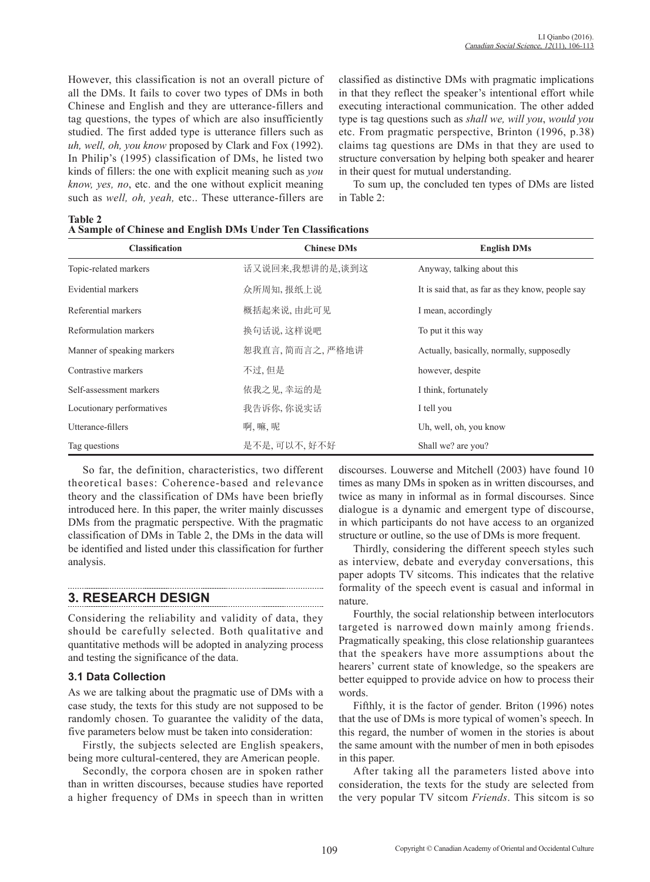However, this classification is not an overall picture of all the DMs. It fails to cover two types of DMs in both Chinese and English and they are utterance-fillers and tag questions, the types of which are also insufficiently studied. The first added type is utterance fillers such as *uh, well, oh, you know* proposed by Clark and Fox (1992). In Philip's (1995) classification of DMs, he listed two kinds of fillers: the one with explicit meaning such as *you know, yes, no*, etc. and the one without explicit meaning such as *well, oh, yeah,* etc.. These utterance-fillers are classified as distinctive DMs with pragmatic implications in that they reflect the speaker's intentional effort while executing interactional communication. The other added type is tag questions such as *shall we, will you*, *would you* etc. From pragmatic perspective, Brinton (1996, p.38) claims tag questions are DMs in that they are used to structure conversation by helping both speaker and hearer in their quest for mutual understanding.

To sum up, the concluded ten types of DMs are listed in Table 2:

**Table 2**
**A Sample of Chinese and English DMs Under Ten Classifications**

| Classification | Chinese DMs | English DMs |
|---|---|---|
| Topic-related markers | 话又说回来,我想讲的是,谈到这 | Anyway, talking about this |
| Evidential markers | 众所周知, 报纸上说 | It is said that, as far as they know, people say |
| Referential markers | 概括起来说, 由此可见 | I mean, accordingly |
| Reformulation markers | 换句话说, 这样说吧 | To put it this way |
| Manner of speaking markers | 恕我直言, 简而言之, 严格地讲 | Actually, basically, normally, supposedly |
| Contrastive markers | 不过, 但是 | however, despite |
| Self-assessment markers | 依我之见, 幸运的是 | I think, fortunately |
| Locutionary performatives | 我告诉你, 你说实话 | I tell you |
| Utterance-fillers | 啊, 嘛, 呢 | Uh, well, oh, you know |
| Tag questions | 是不是, 可以不, 好不好 | Shall we? are you? |

So far, the definition, characteristics, two different theoretical bases: Coherence-based and relevance theory and the classification of DMs have been briefly introduced here. In this paper, the writer mainly discusses DMs from the pragmatic perspective. With the pragmatic classification of DMs in Table 2, the DMs in the data will be identified and listed under this classification for further analysis.

## 3. RESEARCH DESIGN

Considering the reliability and validity of data, they should be carefully selected. Both qualitative and quantitative methods will be adopted in analyzing process and testing the significance of the data.

### 3.1 Data Collection

As we are talking about the pragmatic use of DMs with a case study, the texts for this study are not supposed to be randomly chosen. To guarantee the validity of the data, five parameters below must be taken into consideration:

Firstly, the subjects selected are English speakers, being more cultural-centered, they are American people.

Secondly, the corpora chosen are in spoken rather than in written discourses, because studies have reported a higher frequency of DMs in speech than in written discourses. Louwerse and Mitchell (2003) have found 10 times as many DMs in spoken as in written discourses, and twice as many in informal as in formal discourses. Since dialogue is a dynamic and emergent type of discourse, in which participants do not have access to an organized structure or outline, so the use of DMs is more frequent.

Thirdly, considering the different speech styles such as interview, debate and everyday conversations, this paper adopts TV sitcoms. This indicates that the relative formality of the speech event is casual and informal in nature.

Fourthly, the social relationship between interlocutors targeted is narrowed down mainly among friends. Pragmatically speaking, this close relationship guarantees that the speakers have more assumptions about the hearers' current state of knowledge, so the speakers are better equipped to provide advice on how to process their words.

Fifthly, it is the factor of gender. Briton (1996) notes that the use of DMs is more typical of women's speech. In this regard, the number of women in the stories is about the same amount with the number of men in both episodes in this paper.

After taking all the parameters listed above into consideration, the texts for the study are selected from the very popular TV sitcom *Friends*. This sitcom is so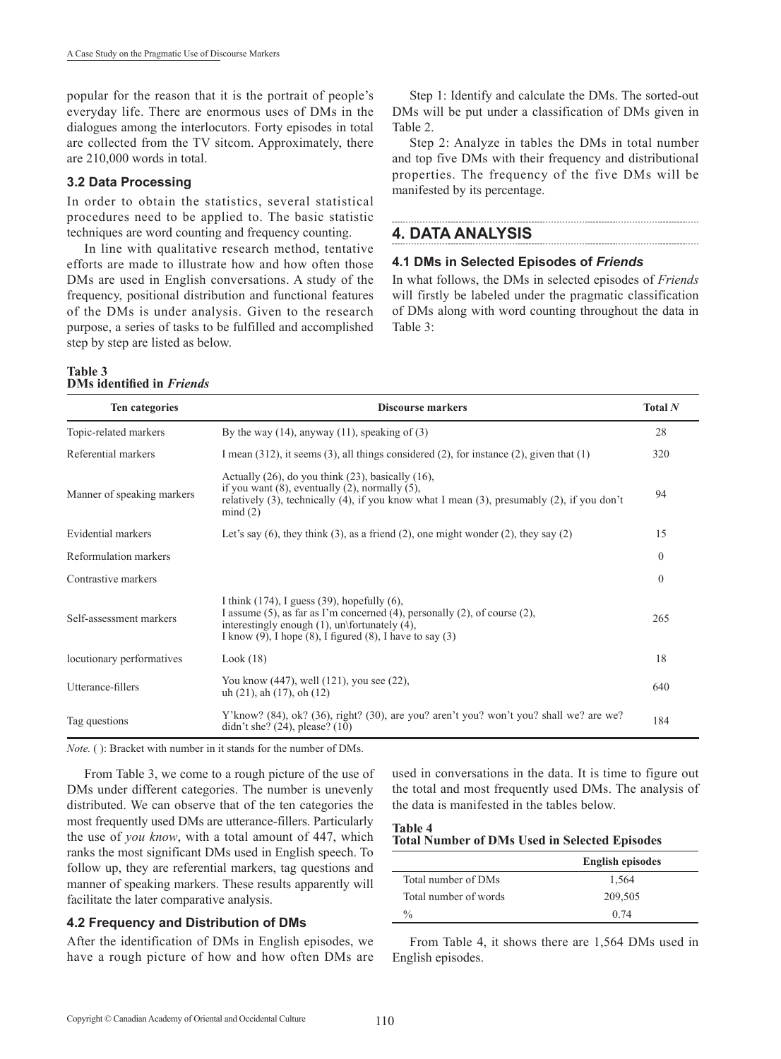popular for the reason that it is the portrait of people's everyday life. There are enormous uses of DMs in the dialogues among the interlocutors. Forty episodes in total are collected from the TV sitcom. Approximately, there are 210,000 words in total.

### 3.2 Data Processing

In order to obtain the statistics, several statistical procedures need to be applied to. The basic statistic techniques are word counting and frequency counting.

In line with qualitative research method, tentative efforts are made to illustrate how and how often those DMs are used in English conversations. A study of the frequency, positional distribution and functional features of the DMs is under analysis. Given to the research purpose, a series of tasks to be fulfilled and accomplished step by step are listed as below.

Step 1: Identify and calculate the DMs. The sorted-out DMs will be put under a classification of DMs given in Table 2.

Step 2: Analyze in tables the DMs in total number and top five DMs with their frequency and distributional properties. The frequency of the five DMs will be manifested by its percentage.

## 4. DATA ANALYSIS

### 4.1 DMs in Selected Episodes of *Friends*

In what follows, the DMs in selected episodes of *Friends* will firstly be labeled under the pragmatic classification of DMs along with word counting throughout the data in Table 3:

**Table 3**
**DMs identified in *Friends***

| Ten categories | Discourse markers | Total *N* |
|---|---|---|
| Topic-related markers | By the way (14), anyway (11), speaking of (3) | 28 |
| Referential markers | I mean (312), it seems (3), all things considered (2), for instance (2), given that (1) | 320 |
| Manner of speaking markers | Actually (26), do you think (23), basically (16), if you want (8), eventually (2), normally (5), relatively (3), technically (4), if you know what I mean (3), presumably (2), if you don't mind (2) | 94 |
| Evidential markers | Let's say (6), they think (3), as a friend (2), one might wonder (2), they say (2) | 15 |
| Reformulation markers | | 0 |
| Contrastive markers | | 0 |
| Self-assessment markers | I think (174), I guess (39), hopefully (6), I assume (5), as far as I'm concerned (4), personally (2), of course (2), interestingly enough (1), un\fortunately (4), I know (9), I hope (8), I figured (8), I have to say (3) | 265 |
| locutionary performatives | Look (18) | 18 |
| Utterance-fillers | You know (447), well (121), you see (22), uh (21), ah (17), oh (12) | 640 |
| Tag questions | Y'know? (84), ok? (36), right? (30), are you? aren't you? won't you? shall we? are we? didn't she? (24), please? (10) | 184 |

*Note.* ( ): Bracket with number in it stands for the number of DMs.

From Table 3, we come to a rough picture of the use of DMs under different categories. The number is unevenly distributed. We can observe that of the ten categories the most frequently used DMs are utterance-fillers. Particularly the use of *you know*, with a total amount of 447, which ranks the most significant DMs used in English speech. To follow up, they are referential markers, tag questions and manner of speaking markers. These results apparently will facilitate the later comparative analysis.

### 4.2 Frequency and Distribution of DMs

After the identification of DMs in English episodes, we have a rough picture of how and how often DMs are used in conversations in the data. It is time to figure out the total and most frequently used DMs. The analysis of the data is manifested in the tables below.

**Table 4**
**Total Number of DMs Used in Selected Episodes**

| | English episodes |
|---|---|
| Total number of DMs | 1,564 |
| Total number of words | 209,505 |
| % | 0.74 |

From Table 4, it shows there are 1,564 DMs used in English episodes.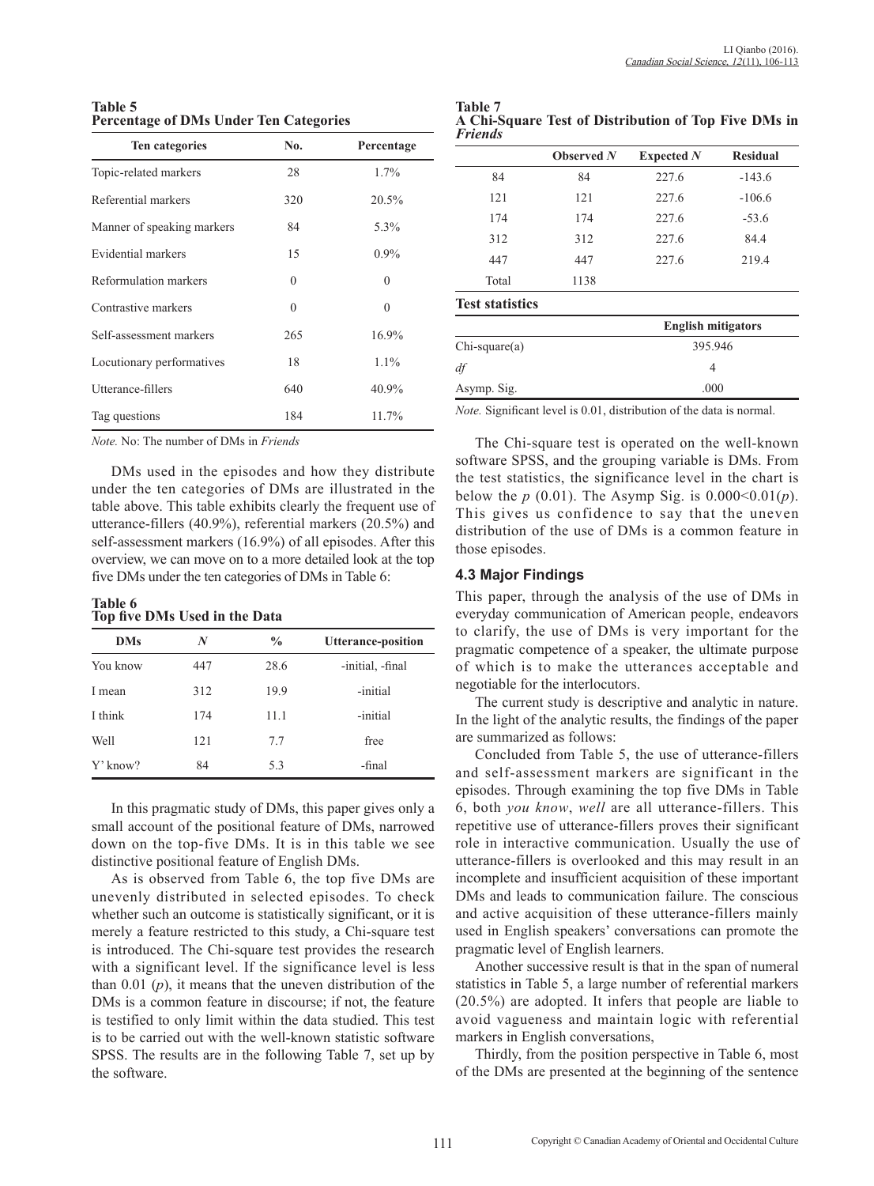**Table 5**
**Percentage of DMs Under Ten Categories**

| Ten categories | No. | Percentage |
|---|---|---|
| Topic-related markers | 28 | 1.7% |
| Referential markers | 320 | 20.5% |
| Manner of speaking markers | 84 | 5.3% |
| Evidential markers | 15 | 0.9% |
| Reformulation markers | 0 | 0 |
| Contrastive markers | 0 | 0 |
| Self-assessment markers | 265 | 16.9% |
| Locutionary performatives | 18 | 1.1% |
| Utterance-fillers | 640 | 40.9% |
| Tag questions | 184 | 11.7% |

*Note.* No: The number of DMs in *Friends*

DMs used in the episodes and how they distribute under the ten categories of DMs are illustrated in the table above. This table exhibits clearly the frequent use of utterance-fillers (40.9%), referential markers (20.5%) and self-assessment markers (16.9%) of all episodes. After this overview, we can move on to a more detailed look at the top five DMs under the ten categories of DMs in Table 6:

**Table 6**
**Top five DMs Used in the Data**

| DMs | *N* | % | Utterance-position |
|---|---|---|---|
| You know | 447 | 28.6 | -initial, -final |
| I mean | 312 | 19.9 | -initial |
| I think | 174 | 11.1 | -initial |
| Well | 121 | 7.7 | free |
| Y' know? | 84 | 5.3 | -final |

In this pragmatic study of DMs, this paper gives only a small account of the positional feature of DMs, narrowed down on the top-five DMs. It is in this table we see distinctive positional feature of English DMs.

As is observed from Table 6, the top five DMs are unevenly distributed in selected episodes. To check whether such an outcome is statistically significant, or it is merely a feature restricted to this study, a Chi-square test is introduced. The Chi-square test provides the research with a significant level. If the significance level is less than 0.01 (*p*), it means that the uneven distribution of the DMs is a common feature in discourse; if not, the feature is testified to only limit within the data studied. This test is to be carried out with the well-known statistic software SPSS. The results are in the following Table 7, set up by the software.

**Table 7**
**A Chi-Square Test of Distribution of Top Five DMs in *Friends***

| | Observed *N* | Expected *N* | Residual |
|---|---|---|---|
| 84 | 84 | 227.6 | -143.6 |
| 121 | 121 | 227.6 | -106.6 |
| 174 | 174 | 227.6 | -53.6 |
| 312 | 312 | 227.6 | 84.4 |
| 447 | 447 | 227.6 | 219.4 |
| Total | 1138 | | |

**Test statistics**

| | English mitigators |
|---|---|
| Chi-square(a) | 395.946 |
| *df* | 4 |
| Asymp. Sig. | .000 |

*Note.* Significant level is 0.01, distribution of the data is normal.

The Chi-square test is operated on the well-known software SPSS, and the grouping variable is DMs. From the test statistics, the significance level in the chart is below the *p* (0.01). The Asymp Sig. is $0.000<0.01(p)$. This gives us confidence to say that the uneven distribution of the use of DMs is a common feature in those episodes.

### 4.3 Major Findings

This paper, through the analysis of the use of DMs in everyday communication of American people, endeavors to clarify, the use of DMs is very important for the pragmatic competence of a speaker, the ultimate purpose of which is to make the utterances acceptable and negotiable for the interlocutors.

The current study is descriptive and analytic in nature. In the light of the analytic results, the findings of the paper are summarized as follows:

Concluded from Table 5, the use of utterance-fillers and self-assessment markers are significant in the episodes. Through examining the top five DMs in Table 6, both *you know*, *well* are all utterance-fillers. This repetitive use of utterance-fillers proves their significant role in interactive communication. Usually the use of utterance-fillers is overlooked and this may result in an incomplete and insufficient acquisition of these important DMs and leads to communication failure. The conscious and active acquisition of these utterance-fillers mainly used in English speakers' conversations can promote the pragmatic level of English learners.

Another successive result is that in the span of numeral statistics in Table 5, a large number of referential markers (20.5%) are adopted. It infers that people are liable to avoid vagueness and maintain logic with referential markers in English conversations,

Thirdly, from the position perspective in Table 6, most of the DMs are presented at the beginning of the sentence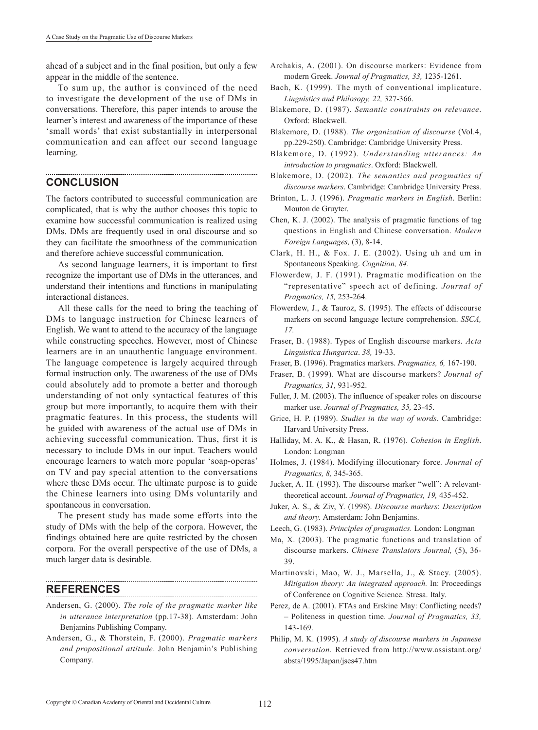ahead of a subject and in the final position, but only a few appear in the middle of the sentence.

To sum up, the author is convinced of the need to investigate the development of the use of DMs in conversations. Therefore, this paper intends to arouse the learner's interest and awareness of the importance of these 'small words' that exist substantially in interpersonal communication and can affect our second language learning.

## CONCLUSION

The factors contributed to successful communication are complicated, that is why the author chooses this topic to examine how successful communication is realized using DMs. DMs are frequently used in oral discourse and so they can facilitate the smoothness of the communication and therefore achieve successful communication.

As second language learners, it is important to first recognize the important use of DMs in the utterances, and understand their intentions and functions in manipulating interactional distances.

All these calls for the need to bring the teaching of DMs to language instruction for Chinese learners of English. We want to attend to the accuracy of the language while constructing speeches. However, most of Chinese learners are in an unauthentic language environment. The language competence is largely acquired through formal instruction only. The awareness of the use of DMs could absolutely add to promote a better and thorough understanding of not only syntactical features of this group but more importantly, to acquire them with their pragmatic features. In this process, the students will be guided with awareness of the actual use of DMs in achieving successful communication. Thus, first it is necessary to include DMs in our input. Teachers would encourage learners to watch more popular 'soap-operas' on TV and pay special attention to the conversations where these DMs occur. The ultimate purpose is to guide the Chinese learners into using DMs voluntarily and spontaneous in conversation.

The present study has made some efforts into the study of DMs with the help of the corpora. However, the findings obtained here are quite restricted by the chosen corpora. For the overall perspective of the use of DMs, a much larger data is desirable.

## REFERENCES

Andersen, G. (2000). *The role of the pragmatic marker like in utterance interpretation* (pp.17-38). Amsterdam: John Benjamins Publishing Company.

Andersen, G., & Thorstein, F. (2000). *Pragmatic markers and propositional attitude*. John Benjamin's Publishing Company.

Archakis, A. (2001). On discourse markers: Evidence from modern Greek. *Journal of Pragmatics, 33,* 1235-1261.

Bach, K. (1999). The myth of conventional implicature. *Linguistics and Philosophy, 22,* 327-366.

Blakemore, D. (1987). *Semantic constraints on relevance*. Oxford: Blackwell.

Blakemore, D. (1988). *The organization of discourse* (Vol.4, pp.229-250). Cambridge: Cambridge University Press.

Blakemore, D. (1992). *Understanding utterances: An introduction to pragmatics*. Oxford: Blackwell.

Blakemore, D. (2002). *The semantics and pragmatics of discourse markers*. Cambridge: Cambridge University Press.

Brinton, L. J. (1996). *Pragmatic markers in English*. Berlin: Mouton de Gruyter.

Chen, K. J. (2002). The analysis of pragmatic functions of tag questions in English and Chinese conversation. *Modern Foreign Languages,* (3), 8-14.

Clark, H. H., & Fox. J. E. (2002). Using uh and um in Spontaneous Speaking. *Cognition, 84*.

Flowerdew, J. F. (1991). Pragmatic modification on the "representative" speech act of defining. *Journal of Pragmatics, 15,* 253-264.

Flowerdew, J., & Tauroz, S. (1995). The effects of ddiscourse markers on second language lecture comprehension. *SSCA, 17.*

Fraser, B. (1988). Types of English discourse markers. *Acta Linguistica Hungarica*. *38,* 19-33.

Fraser, B. (1996). Pragmatics markers. *Pragmatics, 6,* 167-190.

Fraser, B. (1999). What are discourse markers? *Journal of Pragmatics, 31,* 931-952.

Fuller, J. M. (2003). The influence of speaker roles on discourse marker use. *Journal of Pragmatics, 35,* 23-45.

Grice, H. P. (1989). *Studies in the way of words*. Cambridge: Harvard University Press.

Halliday, M. A. K., & Hasan, R. (1976). *Cohesion in English*. London: Longman

Holmes, J. (1984). Modifying illocutionary force*. Journal of Pragmatics, 8,* 345-365.

Jucker, A. H. (1993). The discourse marker "well": A relevant-theoretical account. *Journal of Pragmatics, 19,* 435-452.

Juker, A. S., & Ziv, Y. (1998). *Discourse markers*: *Description and theory.* Amsterdam: John Benjamins.

Leech, G. (1983). *Principles of pragmatics.* London: Longman

Ma, X. (2003). The pragmatic functions and translation of discourse markers. *Chinese Translators Journal,* (5), 36-39.

Martinovski, Mao, W. J., Marsella, J., & Stacy. (2005). *Mitigation theory: An integrated approach.* In: Proceedings of Conference on Cognitive Science. Stresa. Italy.

Perez, de A. (2001). FTAs and Erskine May: Conflicting needs? – Politeness in question time. *Journal of Pragmatics, 33,* 143-169.

Philip, M. K. (1995). *A study of discourse markers in Japanese conversation.* Retrieved from http://www.assistant.org/absts/1995/Japan/jses47.htm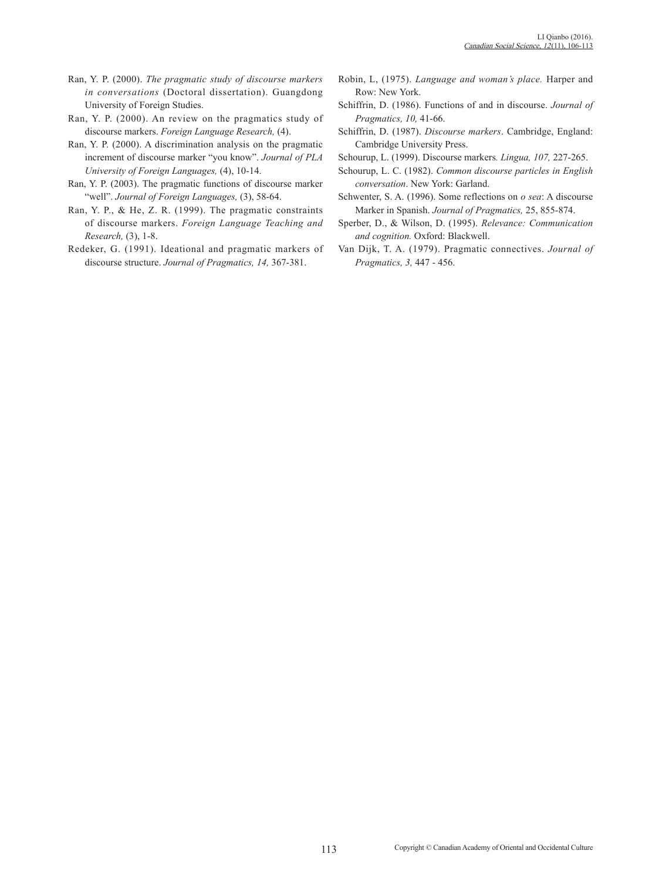Ran, Y. P. (2000). *The pragmatic study of discourse markers in conversations* (Doctoral dissertation). Guangdong University of Foreign Studies.

Ran, Y. P. (2000). An review on the pragmatics study of discourse markers. *Foreign Language Research,* (4).

Ran, Y. P. (2000). A discrimination analysis on the pragmatic increment of discourse marker "you know". *Journal of PLA University of Foreign Languages,* (4), 10-14.

Ran, Y. P. (2003). The pragmatic functions of discourse marker "well". *Journal of Foreign Languages,* (3), 58-64.

Ran, Y. P., & He, Z. R. (1999). The pragmatic constraints of discourse markers. *Foreign Language Teaching and Research,* (3), 1-8.

Redeker, G. (1991). Ideational and pragmatic markers of discourse structure. *Journal of Pragmatics, 14,* 367-381.

Robin, L, (1975). *Language and woman's place.* Harper and Row: New York.

Schiffrin, D. (1986). Functions of and in discourse. *Journal of Pragmatics, 10,* 41-66.

Schiffrin, D. (1987). *Discourse markers*. Cambridge, England: Cambridge University Press.

Schourup, L. (1999). Discourse markers*. Lingua, 107,* 227-265.

Schourup, L. C. (1982). *Common discourse particles in English conversation*. New York: Garland.

Schwenter, S. A. (1996). Some reflections on *o sea*: A discourse Marker in Spanish. *Journal of Pragmatics,* 25, 855-874.

Sperber, D., & Wilson, D. (1995). *Relevance: Communication and cognition.* Oxford: Blackwell.

Van Dijk, T. A. (1979). Pragmatic connectives. *Journal of Pragmatics, 3,* 447 - 456.